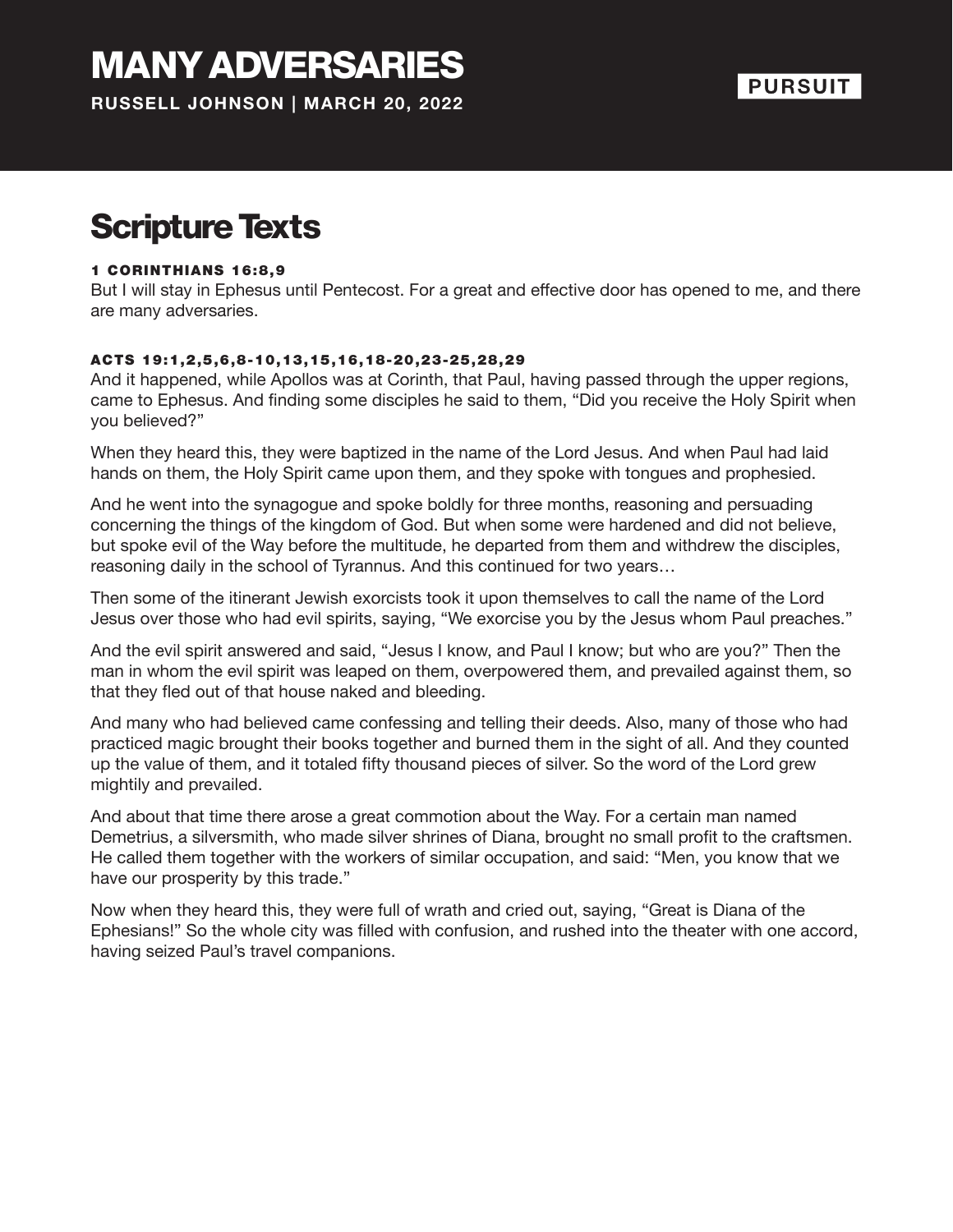# MANY ADVERSARIES

**RUSSELL JOHNSON | MARCH 20, 2022**

**PURSUIT**

## Scripture Texts

#### 1 CORINTHIANS 16:8,9

But I will stay in Ephesus until Pentecost. For a great and effective door has opened to me, and there are many adversaries.

#### ACTS 19:1,2,5,6,8-10,13,15,16,18-20,23-25,28,29

And it happened, while Apollos was at Corinth, that Paul, having passed through the upper regions, came to Ephesus. And finding some disciples he said to them, “Did you receive the Holy Spirit when you believed?”

When they heard this, they were baptized in the name of the Lord Jesus. And when Paul had laid hands on them, the Holy Spirit came upon them, and they spoke with tongues and prophesied.

And he went into the synagogue and spoke boldly for three months, reasoning and persuading concerning the things of the kingdom of God. But when some were hardened and did not believe, but spoke evil of the Way before the multitude, he departed from them and withdrew the disciples, reasoning daily in the school of Tyrannus. And this continued for two years…

Then some of the itinerant Jewish exorcists took it upon themselves to call the name of the Lord Jesus over those who had evil spirits, saying, “We exorcise you by the Jesus whom Paul preaches.”

And the evil spirit answered and said, “Jesus I know, and Paul I know; but who are you?” Then the man in whom the evil spirit was leaped on them, overpowered them, and prevailed against them, so that they fled out of that house naked and bleeding.

And many who had believed came confessing and telling their deeds. Also, many of those who had practiced magic brought their books together and burned them in the sight of all. And they counted up the value of them, and it totaled fifty thousand pieces of silver. So the word of the Lord grew mightily and prevailed.

And about that time there arose a great commotion about the Way. For a certain man named Demetrius, a silversmith, who made silver shrines of Diana, brought no small profit to the craftsmen. He called them together with the workers of similar occupation, and said: “Men, you know that we have our prosperity by this trade.”

Now when they heard this, they were full of wrath and cried out, saying, “Great is Diana of the Ephesians!” So the whole city was filled with confusion, and rushed into the theater with one accord, having seized Paul’s travel companions.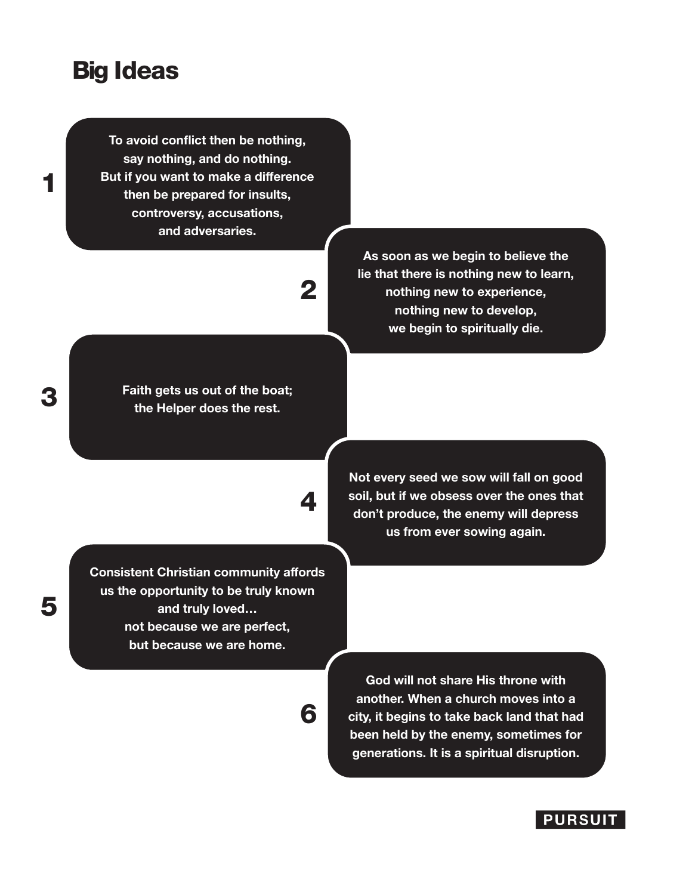# Big Ideas

1. To avoid conflict then be nothing, say nothing, and do nothing. But if you want to make a difference then be prepared for insults, controversy, accusations, and adversaries.

2. As soon as we begin to believe the lie that there is nothing new to learn, nothing new to experience, nothing new to develop, we begin to spiritually die.

3. Faith gets us out of the boat; the Helper does the rest.

4. Not every seed we sow will fall on good soil, but if we obsess over the ones that don't produce, the enemy will depress us from ever sowing again.

5. Consistent Christian community affords us the opportunity to be truly known and truly loved… not because we are perfect, but because we are home.

6. God will not share His throne with another. When a church moves into a city, it begins to take back land that had been held by the enemy, sometimes for generations. It is a spiritual disruption.

PURSUIT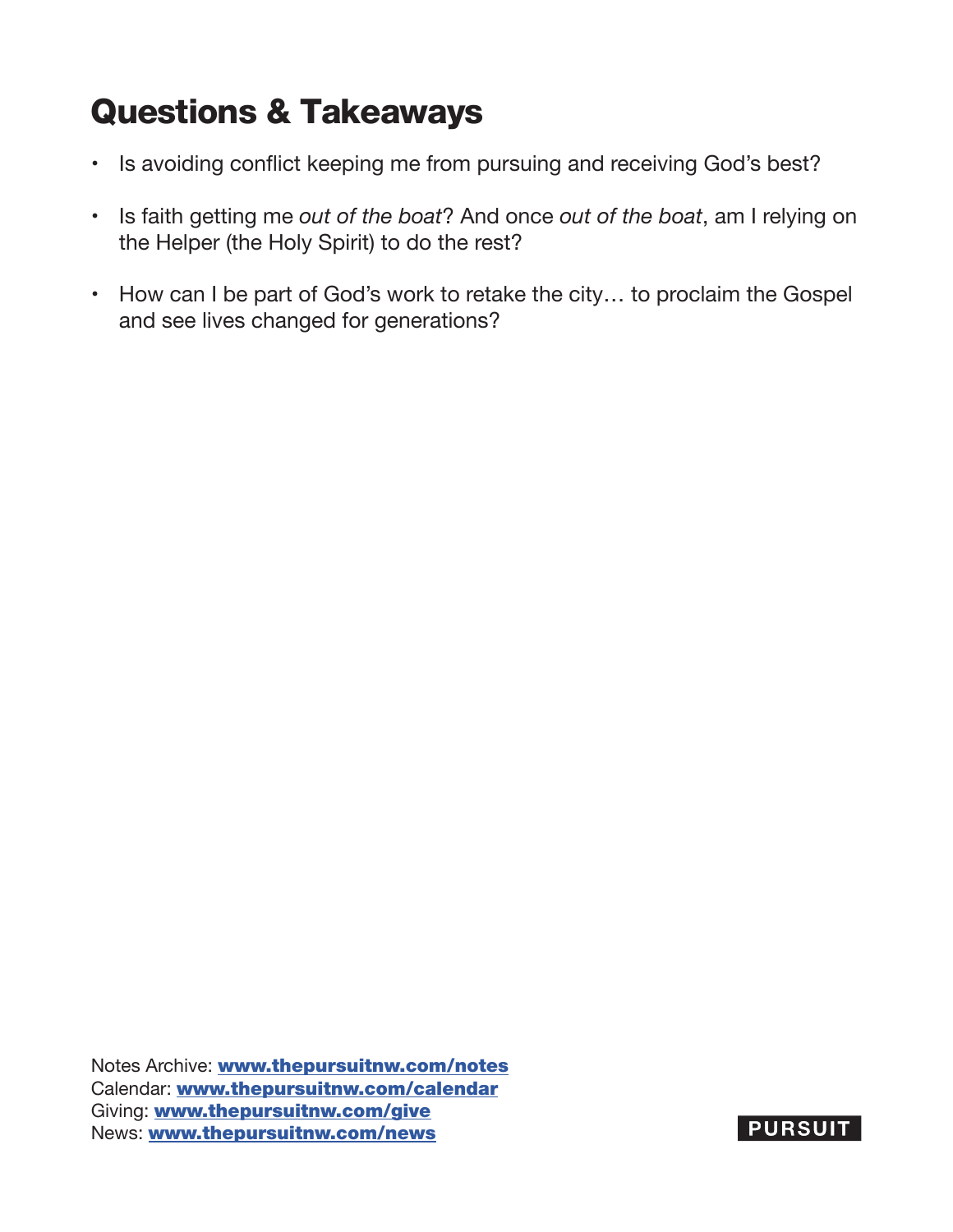## Questions & Takeaways

- Is avoiding conflict keeping me from pursuing and receiving God's best?
- Is faith getting me *out of the boat*? And once *out of the boat*, am I relying on the Helper (the Holy Spirit) to do the rest?
- How can I be part of God's work to retake the city… to proclaim the Gospel and see lives changed for generations?

Notes Archive: **[www.thepursuitnw.com/notes](http://www.thepursuitnw.com/notes)**
Calendar: **[www.thepursuitnw.com/calendar](http://www.thepursuitnw.com/calendar)**
Giving: **[www.thepursuitnw.com/give](http://www.thepursuitnw.com/give)**
News: **[www.thepursuitnw.com/news](http://www.thepursuitnw.com/news)**

PURSUIT